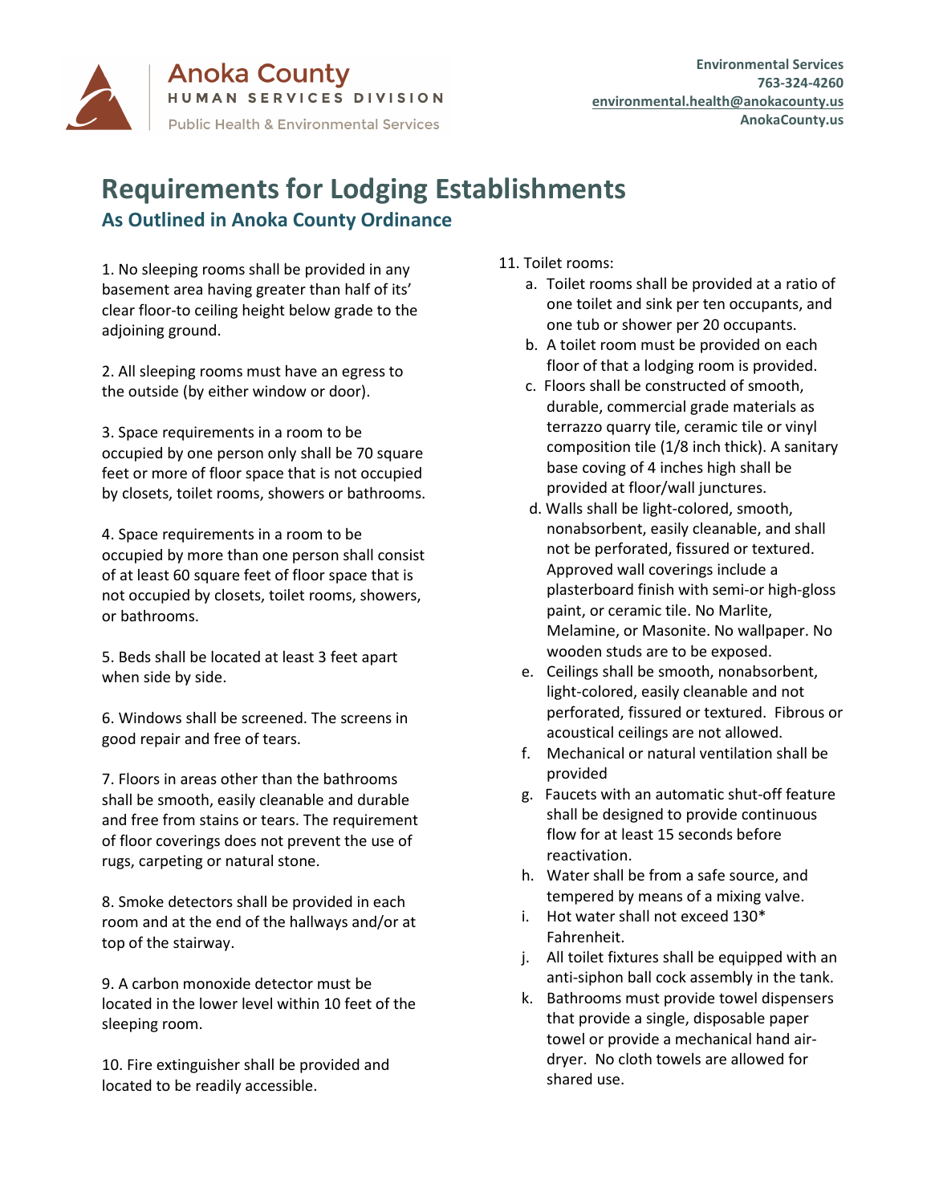Anoka County
HUMAN SERVICES DIVISION
Public Health & Environmental Services

Environmental Services
763-324-4260
environmental.health@anokacounty.us
AnokaCounty.us

# Requirements for Lodging Establishments

## As Outlined in Anoka County Ordinance

1. No sleeping rooms shall be provided in any basement area having greater than half of its' clear floor-to ceiling height below grade to the adjoining ground.

2. All sleeping rooms must have an egress to the outside (by either window or door).

3. Space requirements in a room to be occupied by one person only shall be 70 square feet or more of floor space that is not occupied by closets, toilet rooms, showers or bathrooms.

4. Space requirements in a room to be occupied by more than one person shall consist of at least 60 square feet of floor space that is not occupied by closets, toilet rooms, showers, or bathrooms.

5. Beds shall be located at least 3 feet apart when side by side.

6. Windows shall be screened. The screens in good repair and free of tears.

7. Floors in areas other than the bathrooms shall be smooth, easily cleanable and durable and free from stains or tears. The requirement of floor coverings does not prevent the use of rugs, carpeting or natural stone.

8. Smoke detectors shall be provided in each room and at the end of the hallways and/or at top of the stairway.

9. A carbon monoxide detector must be located in the lower level within 10 feet of the sleeping room.

10. Fire extinguisher shall be provided and located to be readily accessible.

11. Toilet rooms:
    a. Toilet rooms shall be provided at a ratio of one toilet and sink per ten occupants, and one tub or shower per 20 occupants.
    b. A toilet room must be provided on each floor of that a lodging room is provided.
    c. Floors shall be constructed of smooth, durable, commercial grade materials as terrazzo quarry tile, ceramic tile or vinyl composition tile (1/8 inch thick). A sanitary base coving of 4 inches high shall be provided at floor/wall junctures.
    d. Walls shall be light-colored, smooth, nonabsorbent, easily cleanable, and shall not be perforated, fissured or textured. Approved wall coverings include a plasterboard finish with semi-or high-gloss paint, or ceramic tile. No Marlite, Melamine, or Masonite. No wallpaper. No wooden studs are to be exposed.
    e. Ceilings shall be smooth, nonabsorbent, light-colored, easily cleanable and not perforated, fissured or textured. Fibrous or acoustical ceilings are not allowed.
    f. Mechanical or natural ventilation shall be provided
    g. Faucets with an automatic shut-off feature shall be designed to provide continuous flow for at least 15 seconds before reactivation.
    h. Water shall be from a safe source, and tempered by means of a mixing valve.
    i. Hot water shall not exceed 130* Fahrenheit.
    j. All toilet fixtures shall be equipped with an anti-siphon ball cock assembly in the tank.
    k. Bathrooms must provide towel dispensers that provide a single, disposable paper towel or provide a mechanical hand air-dryer. No cloth towels are allowed for shared use.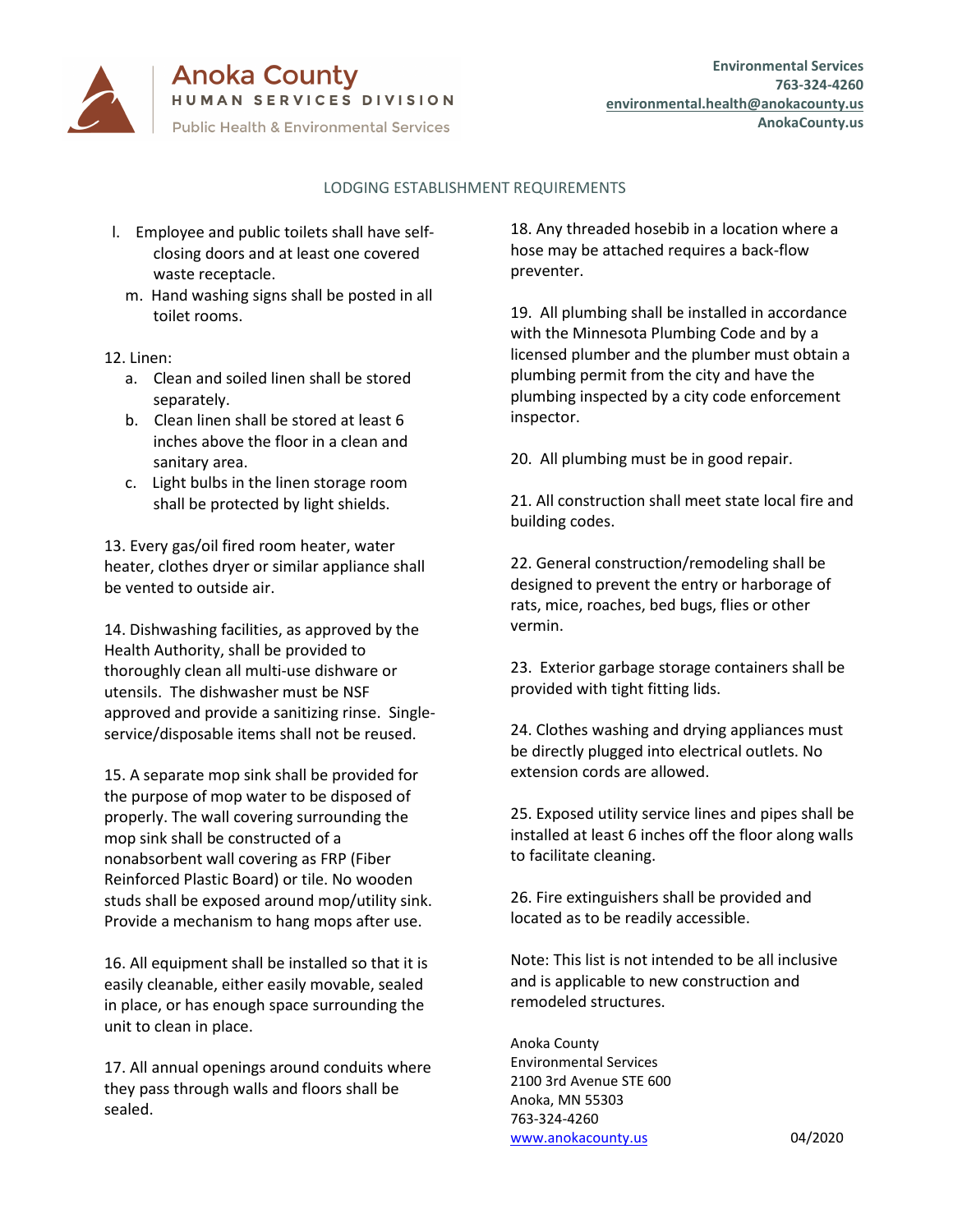## LODGING ESTABLISHMENT REQUIREMENTS

   l. Employee and public toilets shall have self-closing doors and at least one covered waste receptacle.
   m. Hand washing signs shall be posted in all toilet rooms.

12. Linen:
   a. Clean and soiled linen shall be stored separately.
   b. Clean linen shall be stored at least 6 inches above the floor in a clean and sanitary area.
   c. Light bulbs in the linen storage room shall be protected by light shields.

13. Every gas/oil fired room heater, water heater, clothes dryer or similar appliance shall be vented to outside air.

14. Dishwashing facilities, as approved by the Health Authority, shall be provided to thoroughly clean all multi-use dishware or utensils. The dishwasher must be NSF approved and provide a sanitizing rinse. Single-service/disposable items shall not be reused.

15. A separate mop sink shall be provided for the purpose of mop water to be disposed of properly. The wall covering surrounding the mop sink shall be constructed of a nonabsorbent wall covering as FRP (Fiber Reinforced Plastic Board) or tile. No wooden studs shall be exposed around mop/utility sink. Provide a mechanism to hang mops after use.

16. All equipment shall be installed so that it is easily cleanable, either easily movable, sealed in place, or has enough space surrounding the unit to clean in place.

17. All annual openings around conduits where they pass through walls and floors shall be sealed.

18. Any threaded hosebib in a location where a hose may be attached requires a back-flow preventer.

19. All plumbing shall be installed in accordance with the Minnesota Plumbing Code and by a licensed plumber and the plumber must obtain a plumbing permit from the city and have the plumbing inspected by a city code enforcement inspector.

20. All plumbing must be in good repair.

21. All construction shall meet state local fire and building codes.

22. General construction/remodeling shall be designed to prevent the entry or harborage of rats, mice, roaches, bed bugs, flies or other vermin.

23. Exterior garbage storage containers shall be provided with tight fitting lids.

24. Clothes washing and drying appliances must be directly plugged into electrical outlets. No extension cords are allowed.

25. Exposed utility service lines and pipes shall be installed at least 6 inches off the floor along walls to facilitate cleaning.

26. Fire extinguishers shall be provided and located as to be readily accessible.

Note: This list is not intended to be all inclusive and is applicable to new construction and remodeled structures.

Anoka County
Environmental Services
2100 3rd Avenue STE 600
Anoka, MN 55303
763-324-4260
www.anokacounty.us

04/2020